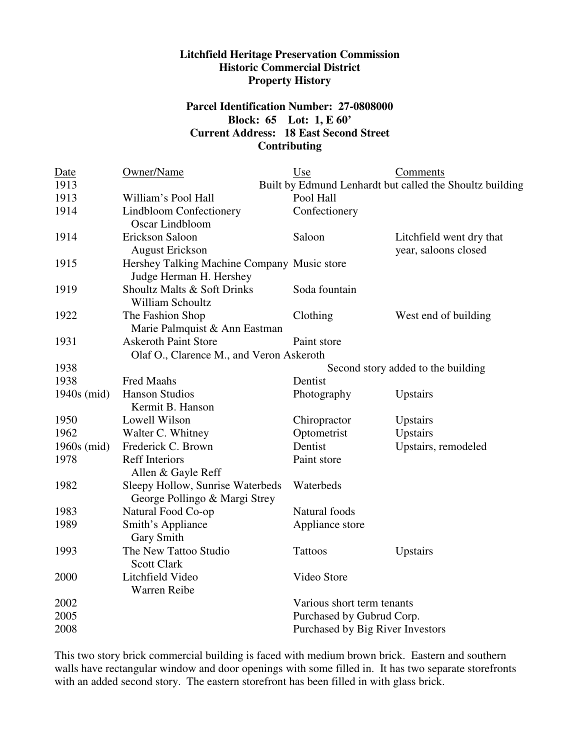**Litchfield Heritage Preservation Commission**
**Historic Commercial District**
**Property History**

**Parcel Identification Number: 27-0808000**
**Block: 65 Lot: 1, E 60'**
**Current Address: 18 East Second Street**
**Contributing**

| Date | Owner/Name | Use | Comments |
|---|---|---|---|
| 1913 | | Built by Edmund Lenhardt but called the Shoultz building | |
| 1913 | William's Pool Hall | Pool Hall | |
| 1914 | Lindbloom Confectionery<br>Oscar Lindbloom | Confectionery | |
| 1914 | Erickson Saloon<br>August Erickson | Saloon | Litchfield went dry that year, saloons closed |
| 1915 | Hershey Talking Machine Company<br>Judge Herman H. Hershey | Music store | |
| 1919 | Shoultz Malts & Soft Drinks<br>William Schoultz | Soda fountain | |
| 1922 | The Fashion Shop<br>Marie Palmquist & Ann Eastman | Clothing | West end of building |
| 1931 | Askeroth Paint Store<br>Olaf O., Clarence M., and Veron Askeroth | Paint store | |
| 1938 | | | Second story added to the building |
| 1938 | Fred Maahs | Dentist | |
| 1940s (mid) | Hanson Studios<br>Kermit B. Hanson | Photography | Upstairs |
| 1950 | Lowell Wilson | Chiropractor | Upstairs |
| 1962 | Walter C. Whitney | Optometrist | Upstairs |
| 1960s (mid) | Frederick C. Brown | Dentist | Upstairs, remodeled |
| 1978 | Reff Interiors<br>Allen & Gayle Reff | Paint store | |
| 1982 | Sleepy Hollow, Sunrise Waterbeds<br>George Pollingo & Margi Strey | Waterbeds | |
| 1983 | Natural Food Co-op | Natural foods | |
| 1989 | Smith's Appliance<br>Gary Smith | Appliance store | |
| 1993 | The New Tattoo Studio<br>Scott Clark | Tattoos | Upstairs |
| 2000 | Litchfield Video<br>Warren Reibe | Video Store | |
| 2002 | | Various short term tenants | |
| 2005 | | Purchased by Gubrud Corp. | |
| 2008 | | Purchased by Big River Investors | |

This two story brick commercial building is faced with medium brown brick. Eastern and southern walls have rectangular window and door openings with some filled in. It has two separate storefronts with an added second story. The eastern storefront has been filled in with glass brick.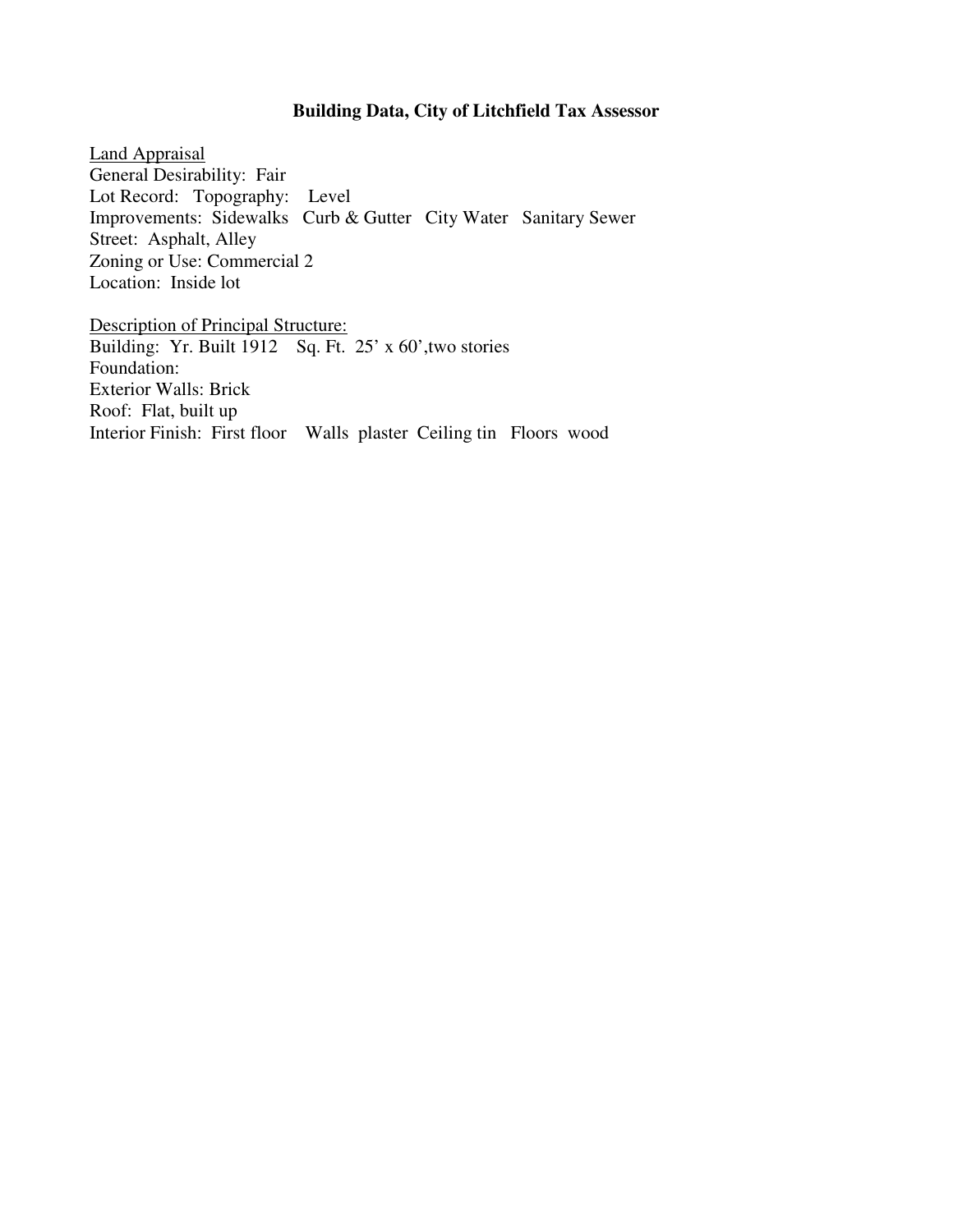**Building Data, City of Litchfield Tax Assessor**

Land Appraisal
General Desirability: Fair
Lot Record: Topography: Level
Improvements: Sidewalks Curb & Gutter City Water Sanitary Sewer
Street: Asphalt, Alley
Zoning or Use: Commercial 2
Location: Inside lot

Description of Principal Structure:
Building: Yr. Built 1912 Sq. Ft. 25' x 60',two stories
Foundation:
Exterior Walls: Brick
Roof: Flat, built up
Interior Finish: First floor Walls plaster Ceiling tin Floors wood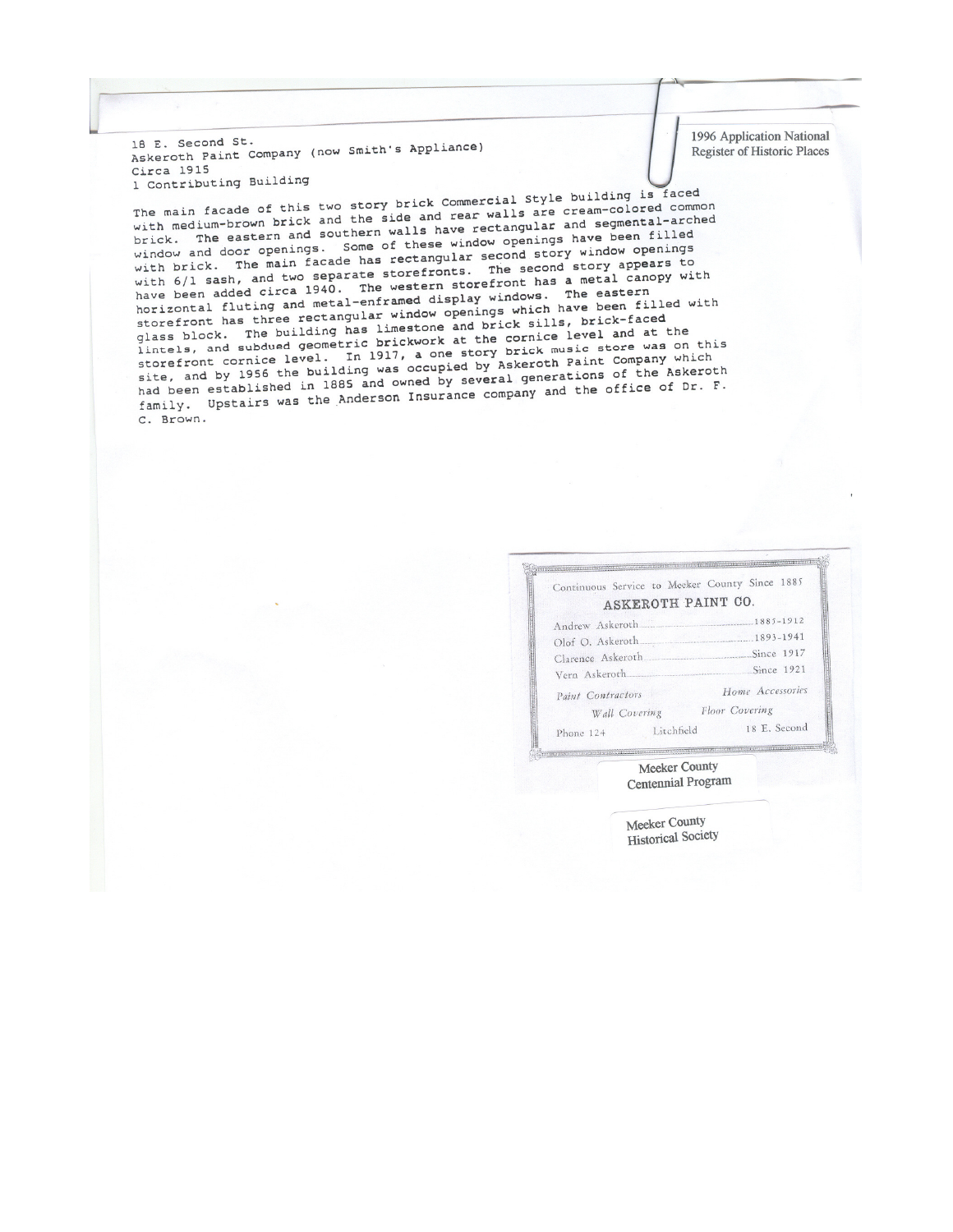18 E. Second St.
Askeroth Paint Company (now Smith's Appliance)
Circa 1915
1 Contributing Building

1996 Application National Register of Historic Places

The main facade of this two story brick Commercial Style building is faced with medium-brown brick and the side and rear walls are cream-colored common brick. The eastern and southern walls have rectangular and segmental-arched window and door openings. Some of these window openings have been filled with brick. The main facade has rectangular second story window openings with 6/1 sash, and two separate storefronts. The second story appears to have been added circa 1940. The western storefront has a metal canopy with horizontal fluting and metal-enframed display windows. The eastern storefront has three rectangular window openings which have been filled with glass block. The building has limestone and brick sills, brick-faced lintels, and subdued geometric brickwork at the cornice level and at the storefront cornice level. In 1917, a one story brick music store was on this site, and by 1956 the building was occupied by Askeroth Paint Company which had been established in 1885 and owned by several generations of the Askeroth family. Upstairs was the Anderson Insurance company and the office of Dr. F. C. Brown.

Continuous Service to Meeker County Since 1885

**ASKEROTH PAINT CO.**

| | |
|---|---|
| Andrew Askeroth | 1885-1912 |
| Olof O. Askeroth | 1893-1941 |
| Clarence Askeroth | Since 1917 |
| Vern Askeroth | Since 1921 |

*Paint Contractors* *Home Accessories*
*Wall Covering* *Floor Covering*

Phone 124 Litchfield 18 E. Second

Meeker County Centennial Program

Meeker County Historical Society